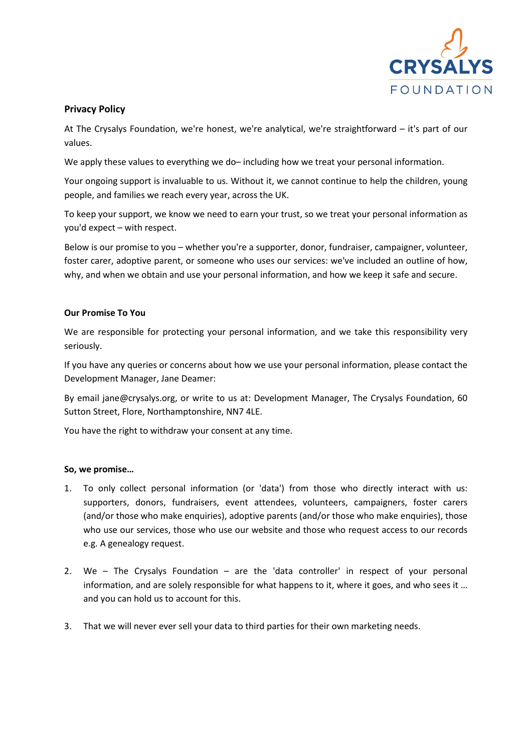CRYSALYS FOUNDATION

## Privacy Policy

At The Crysalys Foundation, we're honest, we're analytical, we're straightforward – it's part of our values.

We apply these values to everything we do– including how we treat your personal information.

Your ongoing support is invaluable to us. Without it, we cannot continue to help the children, young people, and families we reach every year, across the UK.

To keep your support, we know we need to earn your trust, so we treat your personal information as you'd expect – with respect.

Below is our promise to you – whether you're a supporter, donor, fundraiser, campaigner, volunteer, foster carer, adoptive parent, or someone who uses our services: we've included an outline of how, why, and when we obtain and use your personal information, and how we keep it safe and secure.

### Our Promise To You

We are responsible for protecting your personal information, and we take this responsibility very seriously.

If you have any queries or concerns about how we use your personal information, please contact the Development Manager, Jane Deamer:

By email jane@crysalys.org, or write to us at: Development Manager, The Crysalys Foundation, 60 Sutton Street, Flore, Northamptonshire, NN7 4LE.

You have the right to withdraw your consent at any time.

### So, we promise…

1. To only collect personal information (or 'data') from those who directly interact with us: supporters, donors, fundraisers, event attendees, volunteers, campaigners, foster carers (and/or those who make enquiries), adoptive parents (and/or those who make enquiries), those who use our services, those who use our website and those who request access to our records e.g. A genealogy request.

2. We – The Crysalys Foundation – are the 'data controller' in respect of your personal information, and are solely responsible for what happens to it, where it goes, and who sees it … and you can hold us to account for this.

3. That we will never ever sell your data to third parties for their own marketing needs.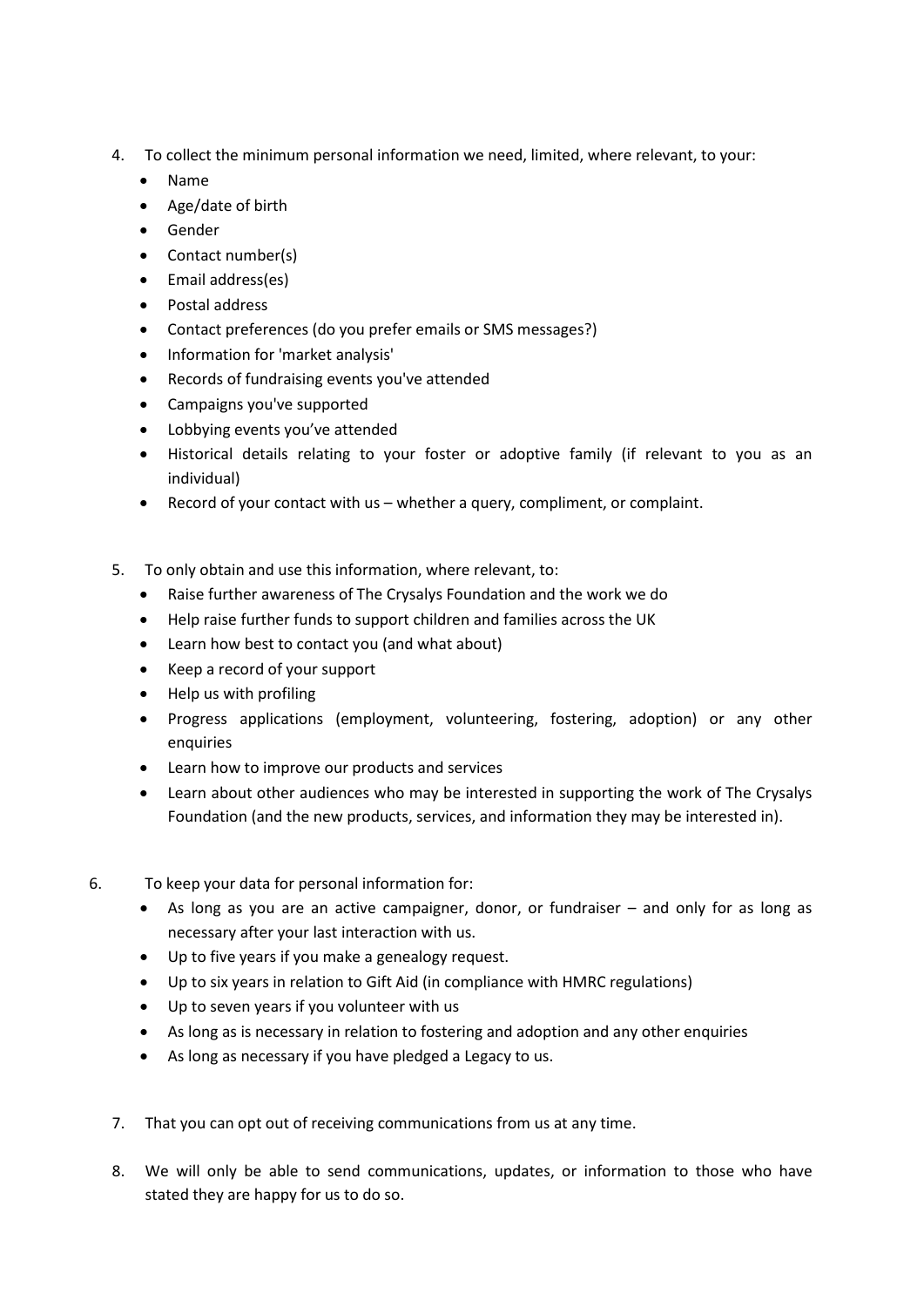4. To collect the minimum personal information we need, limited, where relevant, to your:
   - Name
   - Age/date of birth
   - Gender
   - Contact number(s)
   - Email address(es)
   - Postal address
   - Contact preferences (do you prefer emails or SMS messages?)
   - Information for 'market analysis'
   - Records of fundraising events you've attended
   - Campaigns you've supported
   - Lobbying events you've attended
   - Historical details relating to your foster or adoptive family (if relevant to you as an individual)
   - Record of your contact with us – whether a query, compliment, or complaint.

5. To only obtain and use this information, where relevant, to:
   - Raise further awareness of The Crysalys Foundation and the work we do
   - Help raise further funds to support children and families across the UK
   - Learn how best to contact you (and what about)
   - Keep a record of your support
   - Help us with profiling
   - Progress applications (employment, volunteering, fostering, adoption) or any other enquiries
   - Learn how to improve our products and services
   - Learn about other audiences who may be interested in supporting the work of The Crysalys Foundation (and the new products, services, and information they may be interested in).

6. To keep your data for personal information for:
   - As long as you are an active campaigner, donor, or fundraiser – and only for as long as necessary after your last interaction with us.
   - Up to five years if you make a genealogy request.
   - Up to six years in relation to Gift Aid (in compliance with HMRC regulations)
   - Up to seven years if you volunteer with us
   - As long as is necessary in relation to fostering and adoption and any other enquiries
   - As long as necessary if you have pledged a Legacy to us.

7. That you can opt out of receiving communications from us at any time.

8. We will only be able to send communications, updates, or information to those who have stated they are happy for us to do so.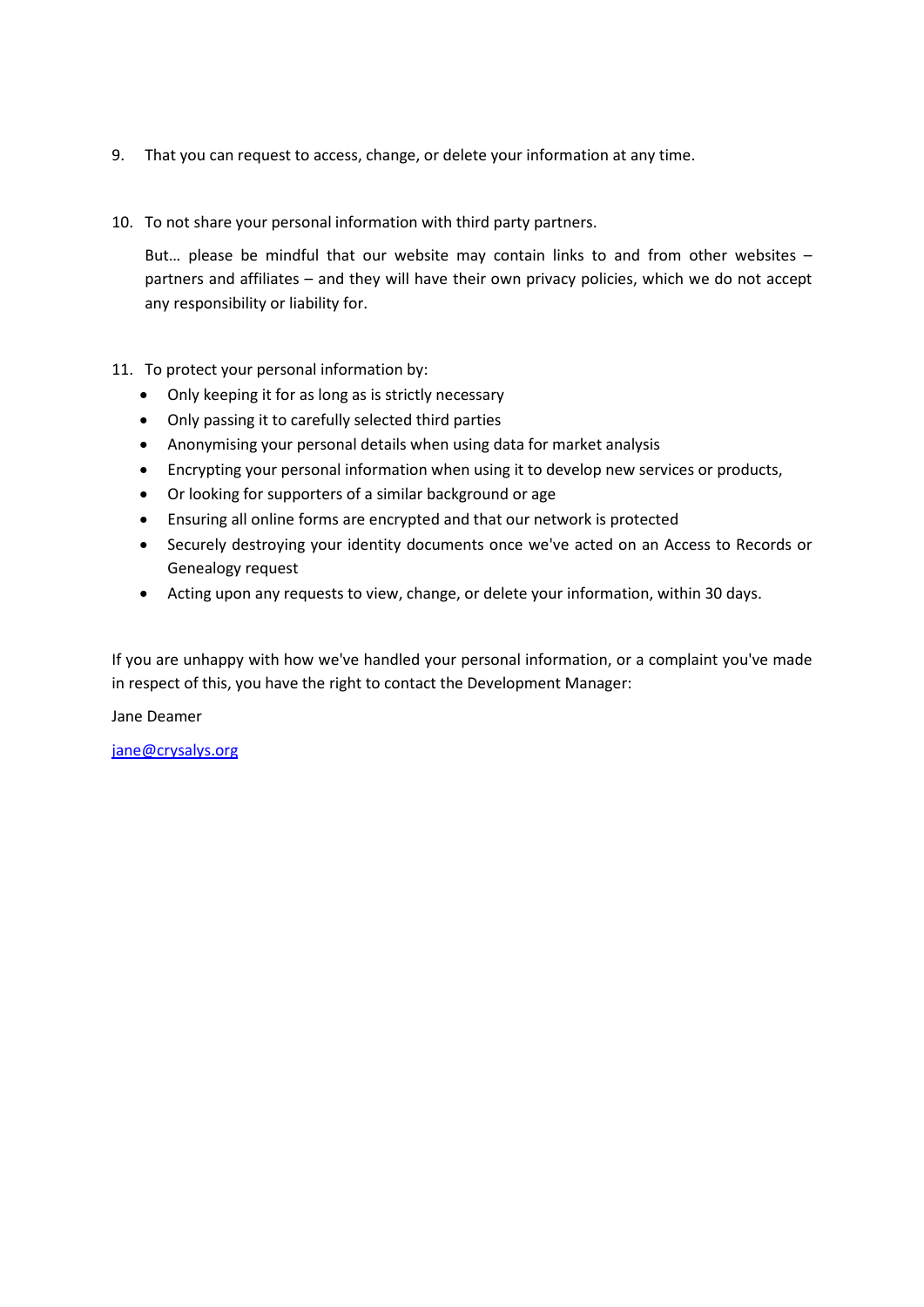9. That you can request to access, change, or delete your information at any time.

10. To not share your personal information with third party partners.

    But… please be mindful that our website may contain links to and from other websites – partners and affiliates – and they will have their own privacy policies, which we do not accept any responsibility or liability for.

11. To protect your personal information by:
    - Only keeping it for as long as is strictly necessary
    - Only passing it to carefully selected third parties
    - Anonymising your personal details when using data for market analysis
    - Encrypting your personal information when using it to develop new services or products,
    - Or looking for supporters of a similar background or age
    - Ensuring all online forms are encrypted and that our network is protected
    - Securely destroying your identity documents once we've acted on an Access to Records or Genealogy request
    - Acting upon any requests to view, change, or delete your information, within 30 days.

If you are unhappy with how we've handled your personal information, or a complaint you've made in respect of this, you have the right to contact the Development Manager:

Jane Deamer

[jane@crysalys.org](mailto:jane@crysalys.org)